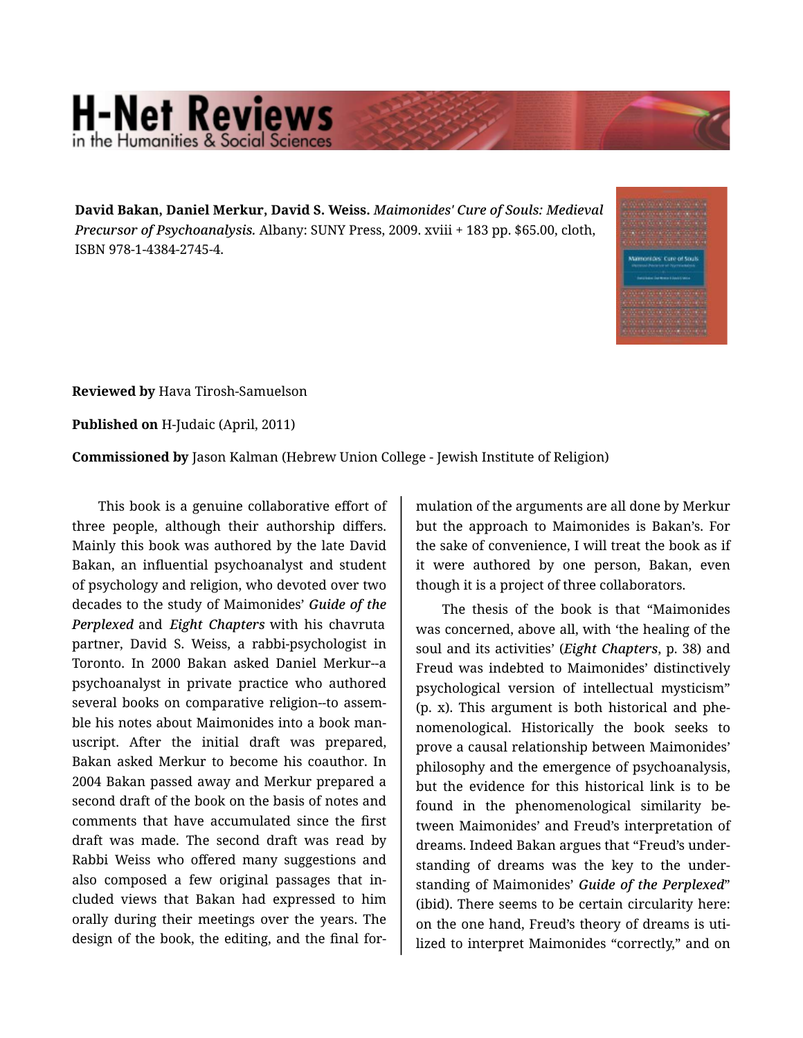**David Bakan, Daniel Merkur, David S. Weiss.** *Maimonides' Cure of Souls: Medieval Precursor of Psychoanalysis.* Albany: SUNY Press, 2009. xviii + 183 pp. $65.00, cloth, ISBN 978-1-4384-2745-4.

**Reviewed by** Hava Tirosh-Samuelson

**Published on** H-Judaic (April, 2011)

**Commissioned by** Jason Kalman (Hebrew Union College - Jewish Institute of Religion)

This book is a genuine collaborative effort of three people, although their authorship differs. Mainly this book was authored by the late David Bakan, an influential psychoanalyst and student of psychology and religion, who devoted over two decades to the study of Maimonides' ***Guide of the Perplexed*** and ***Eight Chapters*** with his chavruta partner, David S. Weiss, a rabbi-psychologist in Toronto. In 2000 Bakan asked Daniel Merkur--a psychoanalyst in private practice who authored several books on comparative religion--to assemble his notes about Maimonides into a book manuscript. After the initial draft was prepared, Bakan asked Merkur to become his coauthor. In 2004 Bakan passed away and Merkur prepared a second draft of the book on the basis of notes and comments that have accumulated since the first draft was made. The second draft was read by Rabbi Weiss who offered many suggestions and also composed a few original passages that included views that Bakan had expressed to him orally during their meetings over the years. The design of the book, the editing, and the final formulation of the arguments are all done by Merkur but the approach to Maimonides is Bakan's. For the sake of convenience, I will treat the book as if it were authored by one person, Bakan, even though it is a project of three collaborators.

The thesis of the book is that "Maimonides was concerned, above all, with 'the healing of the soul and its activities' (***Eight Chapters***, p. 38) and Freud was indebted to Maimonides' distinctively psychological version of intellectual mysticism" (p. x). This argument is both historical and phenomenological. Historically the book seeks to prove a causal relationship between Maimonides' philosophy and the emergence of psychoanalysis, but the evidence for this historical link is to be found in the phenomenological similarity between Maimonides' and Freud's interpretation of dreams. Indeed Bakan argues that "Freud's understanding of dreams was the key to the understanding of Maimonides' ***Guide of the Perplexed***" (ibid). There seems to be certain circularity here: on the one hand, Freud's theory of dreams is utilized to interpret Maimonides "correctly," and on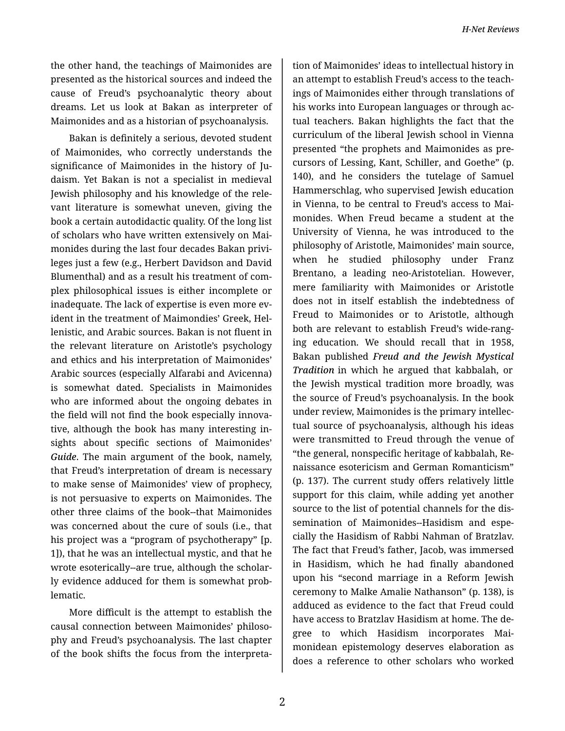the other hand, the teachings of Maimonides are presented as the historical sources and indeed the cause of Freud's psychoanalytic theory about dreams. Let us look at Bakan as interpreter of Maimonides and as a historian of psychoanalysis.

Bakan is definitely a serious, devoted student of Maimonides, who correctly understands the significance of Maimonides in the history of Judaism. Yet Bakan is not a specialist in medieval Jewish philosophy and his knowledge of the relevant literature is somewhat uneven, giving the book a certain autodidactic quality. Of the long list of scholars who have written extensively on Maimonides during the last four decades Bakan privileges just a few (e.g., Herbert Davidson and David Blumenthal) and as a result his treatment of complex philosophical issues is either incomplete or inadequate. The lack of expertise is even more evident in the treatment of Maimondies' Greek, Hellenistic, and Arabic sources. Bakan is not fluent in the relevant literature on Aristotle's psychology and ethics and his interpretation of Maimonides' Arabic sources (especially Alfarabi and Avicenna) is somewhat dated. Specialists in Maimonides who are informed about the ongoing debates in the field will not find the book especially innovative, although the book has many interesting insights about specific sections of Maimonides' ***Guide***. The main argument of the book, namely, that Freud's interpretation of dream is necessary to make sense of Maimonides' view of prophecy, is not persuasive to experts on Maimonides. The other three claims of the book--that Maimonides was concerned about the cure of souls (i.e., that his project was a "program of psychotherapy" [p. 1]), that he was an intellectual mystic, and that he wrote esoterically--are true, although the scholarly evidence adduced for them is somewhat problematic.

More difficult is the attempt to establish the causal connection between Maimonides' philosophy and Freud's psychoanalysis. The last chapter of the book shifts the focus from the interpretation of Maimonides' ideas to intellectual history in an attempt to establish Freud's access to the teachings of Maimonides either through translations of his works into European languages or through actual teachers. Bakan highlights the fact that the curriculum of the liberal Jewish school in Vienna presented "the prophets and Maimonides as precursors of Lessing, Kant, Schiller, and Goethe" (p. 140), and he considers the tutelage of Samuel Hammerschlag, who supervised Jewish education in Vienna, to be central to Freud's access to Maimonides. When Freud became a student at the University of Vienna, he was introduced to the philosophy of Aristotle, Maimonides' main source, when he studied philosophy under Franz Brentano, a leading neo-Aristotelian. However, mere familiarity with Maimonides or Aristotle does not in itself establish the indebtedness of Freud to Maimonides or to Aristotle, although both are relevant to establish Freud's wide-ranging education. We should recall that in 1958, Bakan published ***Freud and the Jewish Mystical Tradition*** in which he argued that kabbalah, or the Jewish mystical tradition more broadly, was the source of Freud's psychoanalysis. In the book under review, Maimonides is the primary intellectual source of psychoanalysis, although his ideas were transmitted to Freud through the venue of "the general, nonspecific heritage of kabbalah, Renaissance esotericism and German Romanticism" (p. 137). The current study offers relatively little support for this claim, while adding yet another source to the list of potential channels for the dissemination of Maimonides--Hasidism and especially the Hasidism of Rabbi Nahman of Bratzlav. The fact that Freud's father, Jacob, was immersed in Hasidism, which he had finally abandoned upon his "second marriage in a Reform Jewish ceremony to Malke Amalie Nathanson" (p. 138), is adduced as evidence to the fact that Freud could have access to Bratzlav Hasidism at home. The degree to which Hasidism incorporates Maimonidean epistemology deserves elaboration as does a reference to other scholars who worked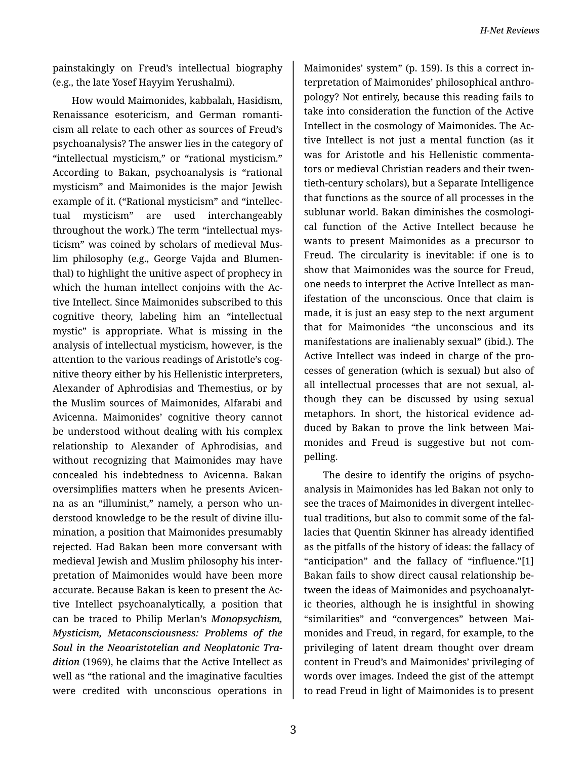painstakingly on Freud's intellectual biography (e.g., the late Yosef Hayyim Yerushalmi).

How would Maimonides, kabbalah, Hasidism, Renaissance esotericism, and German romanticism all relate to each other as sources of Freud's psychoanalysis? The answer lies in the category of "intellectual mysticism," or "rational mysticism." According to Bakan, psychoanalysis is "rational mysticism" and Maimonides is the major Jewish example of it. ("Rational mysticism" and "intellectual mysticism" are used interchangeably throughout the work.) The term "intellectual mysticism" was coined by scholars of medieval Muslim philosophy (e.g., George Vajda and Blumenthal) to highlight the unitive aspect of prophecy in which the human intellect conjoins with the Active Intellect. Since Maimonides subscribed to this cognitive theory, labeling him an "intellectual mystic" is appropriate. What is missing in the analysis of intellectual mysticism, however, is the attention to the various readings of Aristotle's cognitive theory either by his Hellenistic interpreters, Alexander of Aphrodisias and Themestius, or by the Muslim sources of Maimonides, Alfarabi and Avicenna. Maimonides' cognitive theory cannot be understood without dealing with his complex relationship to Alexander of Aphrodisias, and without recognizing that Maimonides may have concealed his indebtedness to Avicenna. Bakan oversimplifies matters when he presents Avicenna as an "illuminist," namely, a person who understood knowledge to be the result of divine illumination, a position that Maimonides presumably rejected. Had Bakan been more conversant with medieval Jewish and Muslim philosophy his interpretation of Maimonides would have been more accurate. Because Bakan is keen to present the Active Intellect psychoanalytically, a position that can be traced to Philip Merlan's ***Monopsychism, Mysticism, Metaconsciousness: Problems of the Soul in the Neoaristotelian and Neoplatonic Tradition*** (1969), he claims that the Active Intellect as well as "the rational and the imaginative faculties were credited with unconscious operations in Maimonides' system" (p. 159). Is this a correct interpretation of Maimonides' philosophical anthropology? Not entirely, because this reading fails to take into consideration the function of the Active Intellect in the cosmology of Maimonides. The Active Intellect is not just a mental function (as it was for Aristotle and his Hellenistic commentators or medieval Christian readers and their twentieth-century scholars), but a Separate Intelligence that functions as the source of all processes in the sublunar world. Bakan diminishes the cosmological function of the Active Intellect because he wants to present Maimonides as a precursor to Freud. The circularity is inevitable: if one is to show that Maimonides was the source for Freud, one needs to interpret the Active Intellect as manifestation of the unconscious. Once that claim is made, it is just an easy step to the next argument that for Maimonides "the unconscious and its manifestations are inalienably sexual" (ibid.). The Active Intellect was indeed in charge of the processes of generation (which is sexual) but also of all intellectual processes that are not sexual, although they can be discussed by using sexual metaphors. In short, the historical evidence adduced by Bakan to prove the link between Maimonides and Freud is suggestive but not compelling.

The desire to identify the origins of psychoanalysis in Maimonides has led Bakan not only to see the traces of Maimonides in divergent intellectual traditions, but also to commit some of the fallacies that Quentin Skinner has already identified as the pitfalls of the history of ideas: the fallacy of "anticipation" and the fallacy of "influence."[1] Bakan fails to show direct causal relationship between the ideas of Maimonides and psychoanalytic theories, although he is insightful in showing "similarities" and "convergences" between Maimonides and Freud, in regard, for example, to the privileging of latent dream thought over dream content in Freud's and Maimonides' privileging of words over images. Indeed the gist of the attempt to read Freud in light of Maimonides is to present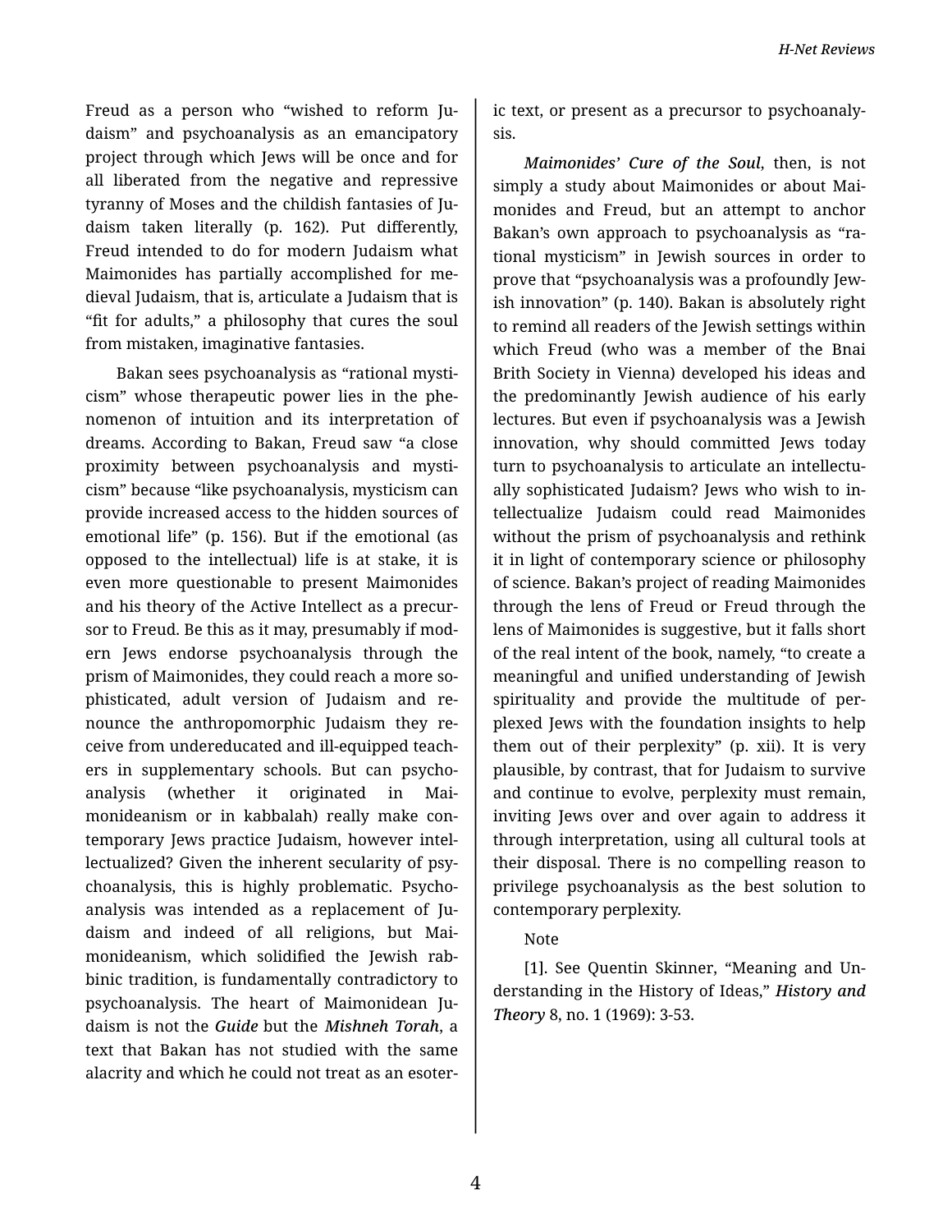Freud as a person who "wished to reform Judaism" and psychoanalysis as an emancipatory project through which Jews will be once and for all liberated from the negative and repressive tyranny of Moses and the childish fantasies of Judaism taken literally (p. 162). Put differently, Freud intended to do for modern Judaism what Maimonides has partially accomplished for medieval Judaism, that is, articulate a Judaism that is "fit for adults," a philosophy that cures the soul from mistaken, imaginative fantasies.

Bakan sees psychoanalysis as "rational mysticism" whose therapeutic power lies in the phenomenon of intuition and its interpretation of dreams. According to Bakan, Freud saw "a close proximity between psychoanalysis and mysticism" because "like psychoanalysis, mysticism can provide increased access to the hidden sources of emotional life" (p. 156). But if the emotional (as opposed to the intellectual) life is at stake, it is even more questionable to present Maimonides and his theory of the Active Intellect as a precursor to Freud. Be this as it may, presumably if modern Jews endorse psychoanalysis through the prism of Maimonides, they could reach a more sophisticated, adult version of Judaism and renounce the anthropomorphic Judaism they receive from undereducated and ill-equipped teachers in supplementary schools. But can psychoanalysis (whether it originated in Maimonideanism or in kabbalah) really make contemporary Jews practice Judaism, however intellectualized? Given the inherent secularity of psychoanalysis, this is highly problematic. Psychoanalysis was intended as a replacement of Judaism and indeed of all religions, but Maimonideanism, which solidified the Jewish rabbinic tradition, is fundamentally contradictory to psychoanalysis. The heart of Maimonidean Judaism is not the ***Guide*** but the ***Mishneh Torah***, a text that Bakan has not studied with the same alacrity and which he could not treat as an esoteric text, or present as a precursor to psychoanalysis.

***Maimonides' Cure of the Soul***, then, is not simply a study about Maimonides or about Maimonides and Freud, but an attempt to anchor Bakan's own approach to psychoanalysis as "rational mysticism" in Jewish sources in order to prove that "psychoanalysis was a profoundly Jewish innovation" (p. 140). Bakan is absolutely right to remind all readers of the Jewish settings within which Freud (who was a member of the Bnai Brith Society in Vienna) developed his ideas and the predominantly Jewish audience of his early lectures. But even if psychoanalysis was a Jewish innovation, why should committed Jews today turn to psychoanalysis to articulate an intellectually sophisticated Judaism? Jews who wish to intellectualize Judaism could read Maimonides without the prism of psychoanalysis and rethink it in light of contemporary science or philosophy of science. Bakan's project of reading Maimonides through the lens of Freud or Freud through the lens of Maimonides is suggestive, but it falls short of the real intent of the book, namely, "to create a meaningful and unified understanding of Jewish spirituality and provide the multitude of perplexed Jews with the foundation insights to help them out of their perplexity" (p. xii). It is very plausible, by contrast, that for Judaism to survive and continue to evolve, perplexity must remain, inviting Jews over and over again to address it through interpretation, using all cultural tools at their disposal. There is no compelling reason to privilege psychoanalysis as the best solution to contemporary perplexity.

Note

[1]. See Quentin Skinner, "Meaning and Understanding in the History of Ideas," ***History and Theory*** 8, no. 1 (1969): 3-53.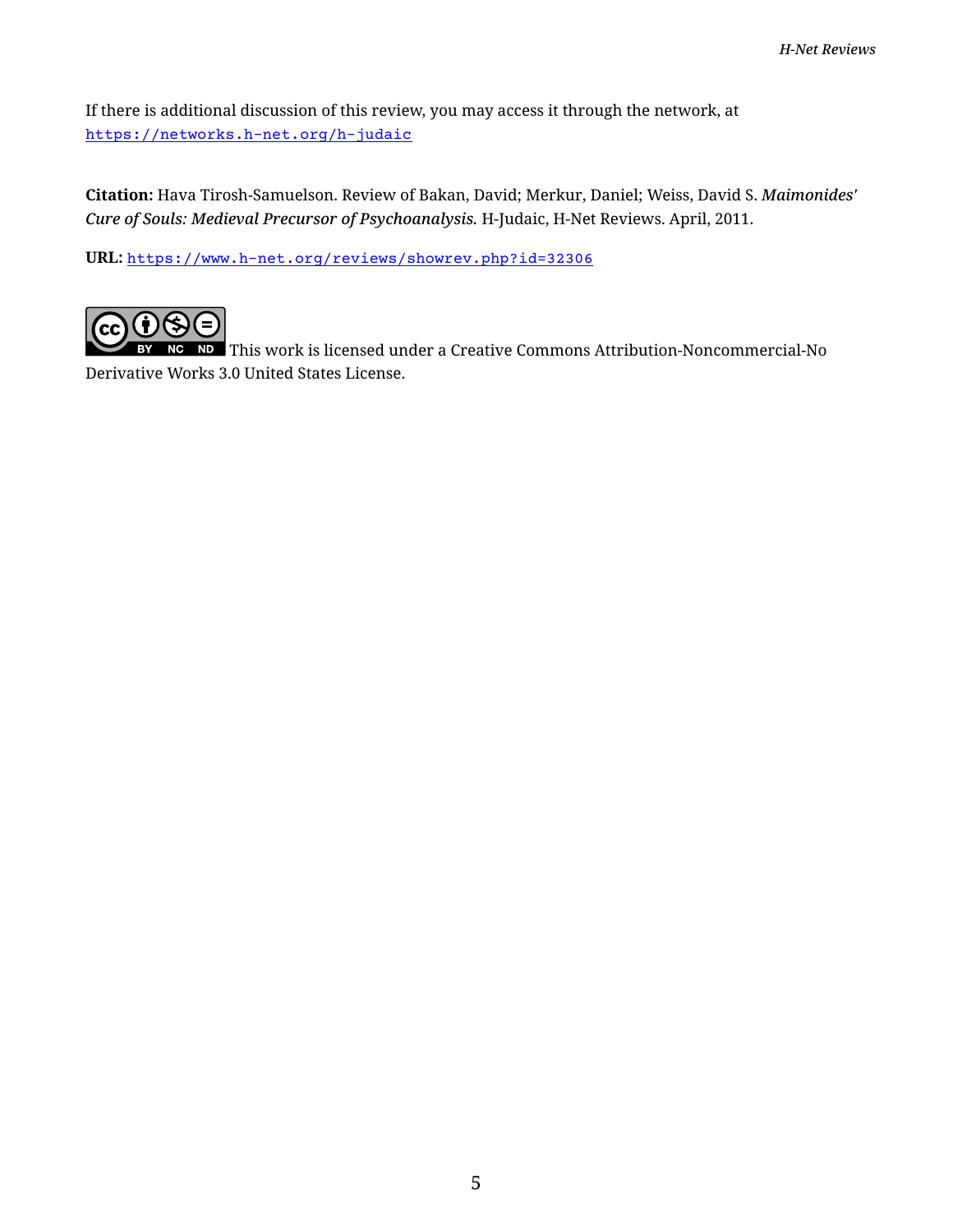If there is additional discussion of this review, you may access it through the network, at https://networks.h-net.org/h-judaic

**Citation:** Hava Tirosh-Samuelson. Review of Bakan, David; Merkur, Daniel; Weiss, David S. ***Maimonides' Cure of Souls: Medieval Precursor of Psychoanalysis.*** H-Judaic, H-Net Reviews. April, 2011.

**URL:** https://www.h-net.org/reviews/showrev.php?id=32306

This work is licensed under a Creative Commons Attribution-Noncommercial-No Derivative Works 3.0 United States License.